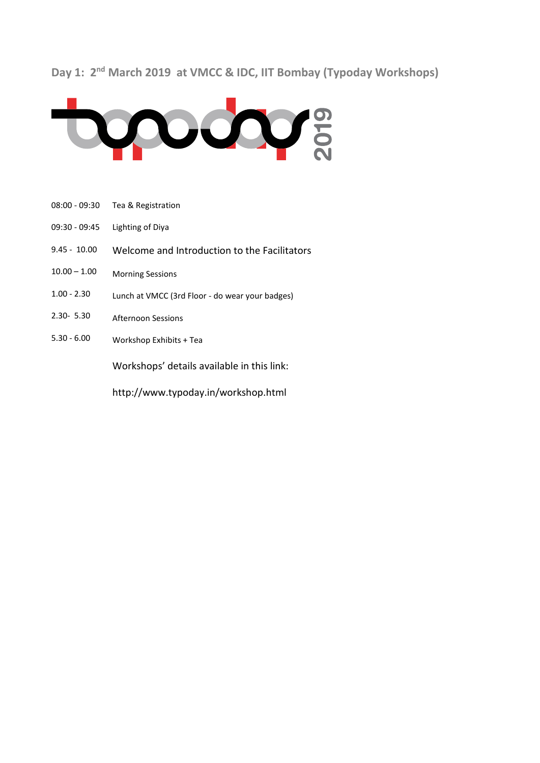## Day 1: 2nd March 2019 at VMCC & IDC, IIT Bombay (Typoday Workshops)

typoday 2019

| | |
|---|---|
| 08:00 - 09:30 | Tea & Registration |
| 09:30 - 09:45 | Lighting of Diya |
| 9.45 - 10.00 | Welcome and Introduction to the Facilitators |
| 10.00 – 1.00 | Morning Sessions |
| 1.00 - 2.30 | Lunch at VMCC (3rd Floor - do wear your badges) |
| 2.30- 5.30 | Afternoon Sessions |
| 5.30 - 6.00 | Workshop Exhibits + Tea |

Workshops' details available in this link:

http://www.typoday.in/workshop.html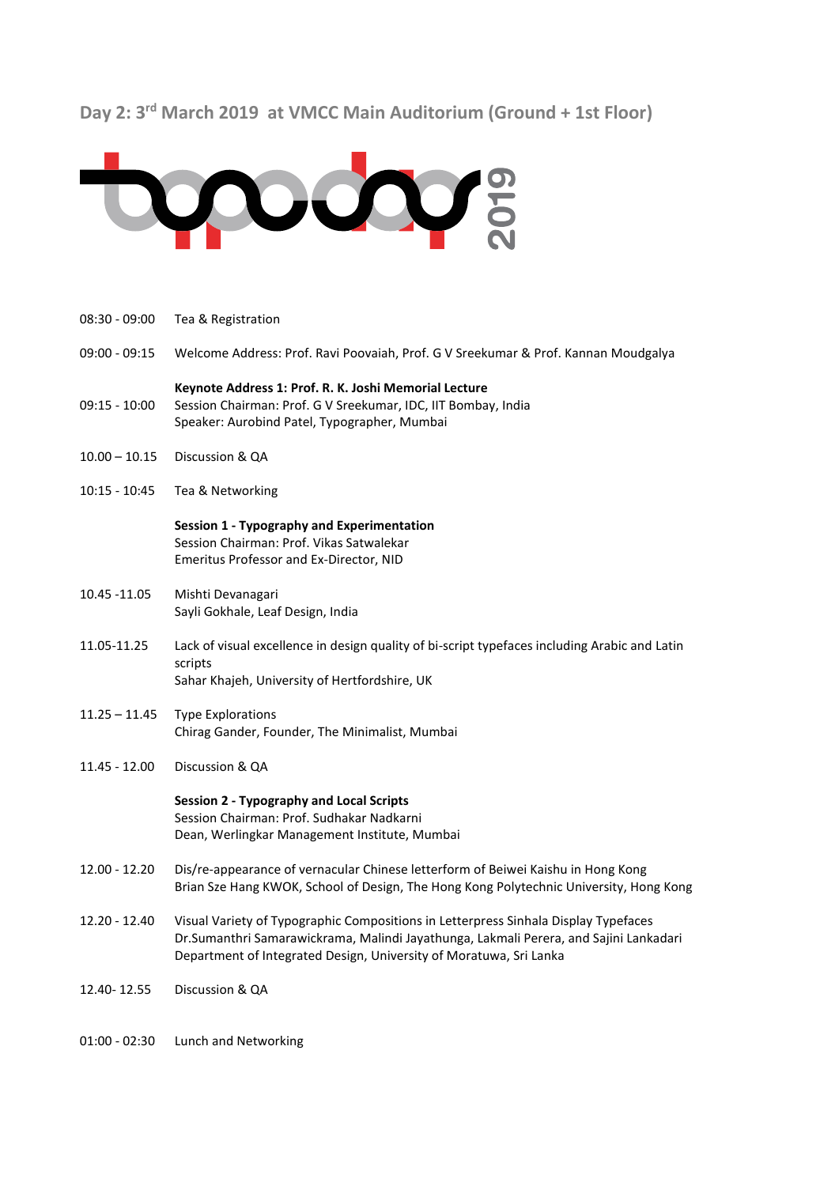## Day 2: 3rd March 2019 at VMCC Main Auditorium (Ground + 1st Floor)

| Time | Programme |
|---|---|
| 08:30 - 09:00 | Tea & Registration |
| 09:00 - 09:15 | Welcome Address: Prof. Ravi Poovaiah, Prof. G V Sreekumar & Prof. Kannan Moudgalya |
| 09:15 - 10:00 | **Keynote Address 1: Prof. R. K. Joshi Memorial Lecture**<br>Session Chairman: Prof. G V Sreekumar, IDC, IIT Bombay, India<br>Speaker: Aurobind Patel, Typographer, Mumbai |
| 10.00 – 10.15 | Discussion & QA |
| 10:15 - 10:45 | Tea & Networking |
| | **Session 1 - Typography and Experimentation**<br>Session Chairman: Prof. Vikas Satwalekar<br>Emeritus Professor and Ex-Director, NID |
| 10.45 -11.05 | Mishti Devanagari<br>Sayli Gokhale, Leaf Design, India |
| 11.05-11.25 | Lack of visual excellence in design quality of bi-script typefaces including Arabic and Latin scripts<br>Sahar Khajeh, University of Hertfordshire, UK |
| 11.25 – 11.45 | Type Explorations<br>Chirag Gander, Founder, The Minimalist, Mumbai |
| 11.45 - 12.00 | Discussion & QA |
| | **Session 2 - Typography and Local Scripts**<br>Session Chairman: Prof. Sudhakar Nadkarni<br>Dean, Werlingkar Management Institute, Mumbai |
| 12.00 - 12.20 | Dis/re-appearance of vernacular Chinese letterform of Beiwei Kaishu in Hong Kong<br>Brian Sze Hang KWOK, School of Design, The Hong Kong Polytechnic University, Hong Kong |
| 12.20 - 12.40 | Visual Variety of Typographic Compositions in Letterpress Sinhala Display Typefaces<br>Dr.Sumanthri Samarawickrama, Malindi Jayathunga, Lakmali Perera, and Sajini Lankadari<br>Department of Integrated Design, University of Moratuwa, Sri Lanka |
| 12.40- 12.55 | Discussion & QA |
| 01:00 - 02:30 | Lunch and Networking |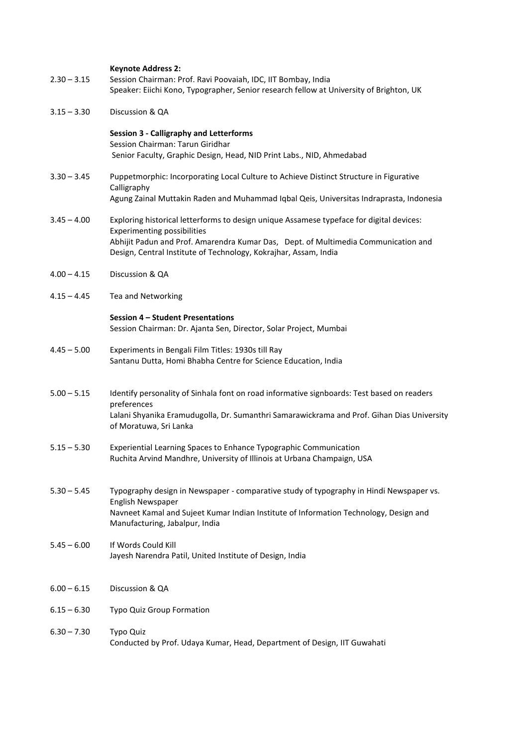2.30 – 3.15 **Keynote Address 2:**
Session Chairman: Prof. Ravi Poovaiah, IDC, IIT Bombay, India
Speaker: Eiichi Kono, Typographer, Senior research fellow at University of Brighton, UK

3.15 – 3.30 Discussion & QA

**Session 3 - Calligraphy and Letterforms**
Session Chairman: Tarun Giridhar
Senior Faculty, Graphic Design, Head, NID Print Labs., NID, Ahmedabad

3.30 – 3.45 Puppetmorphic: Incorporating Local Culture to Achieve Distinct Structure in Figurative Calligraphy
Agung Zainal Muttakin Raden and Muhammad Iqbal Qeis, Universitas Indraprasta, Indonesia

3.45 – 4.00 Exploring historical letterforms to design unique Assamese typeface for digital devices: Experimenting possibilities
Abhijit Padun and Prof. Amarendra Kumar Das, Dept. of Multimedia Communication and Design, Central Institute of Technology, Kokrajhar, Assam, India

4.00 – 4.15 Discussion & QA

4.15 – 4.45 Tea and Networking

**Session 4 – Student Presentations**
Session Chairman: Dr. Ajanta Sen, Director, Solar Project, Mumbai

4.45 – 5.00 Experiments in Bengali Film Titles: 1930s till Ray
Santanu Dutta, Homi Bhabha Centre for Science Education, India

5.00 – 5.15 Identify personality of Sinhala font on road informative signboards: Test based on readers preferences
Lalani Shyanika Eramudugolla, Dr. Sumanthri Samarawickrama and Prof. Gihan Dias University of Moratuwa, Sri Lanka

5.15 – 5.30 Experiential Learning Spaces to Enhance Typographic Communication
Ruchita Arvind Mandhre, University of Illinois at Urbana Champaign, USA

5.30 – 5.45 Typography design in Newspaper - comparative study of typography in Hindi Newspaper vs. English Newspaper
Navneet Kamal and Sujeet Kumar Indian Institute of Information Technology, Design and Manufacturing, Jabalpur, India

5.45 – 6.00 If Words Could Kill
Jayesh Narendra Patil, United Institute of Design, India

6.00 – 6.15 Discussion & QA

6.15 – 6.30 Typo Quiz Group Formation

6.30 – 7.30 Typo Quiz
Conducted by Prof. Udaya Kumar, Head, Department of Design, IIT Guwahati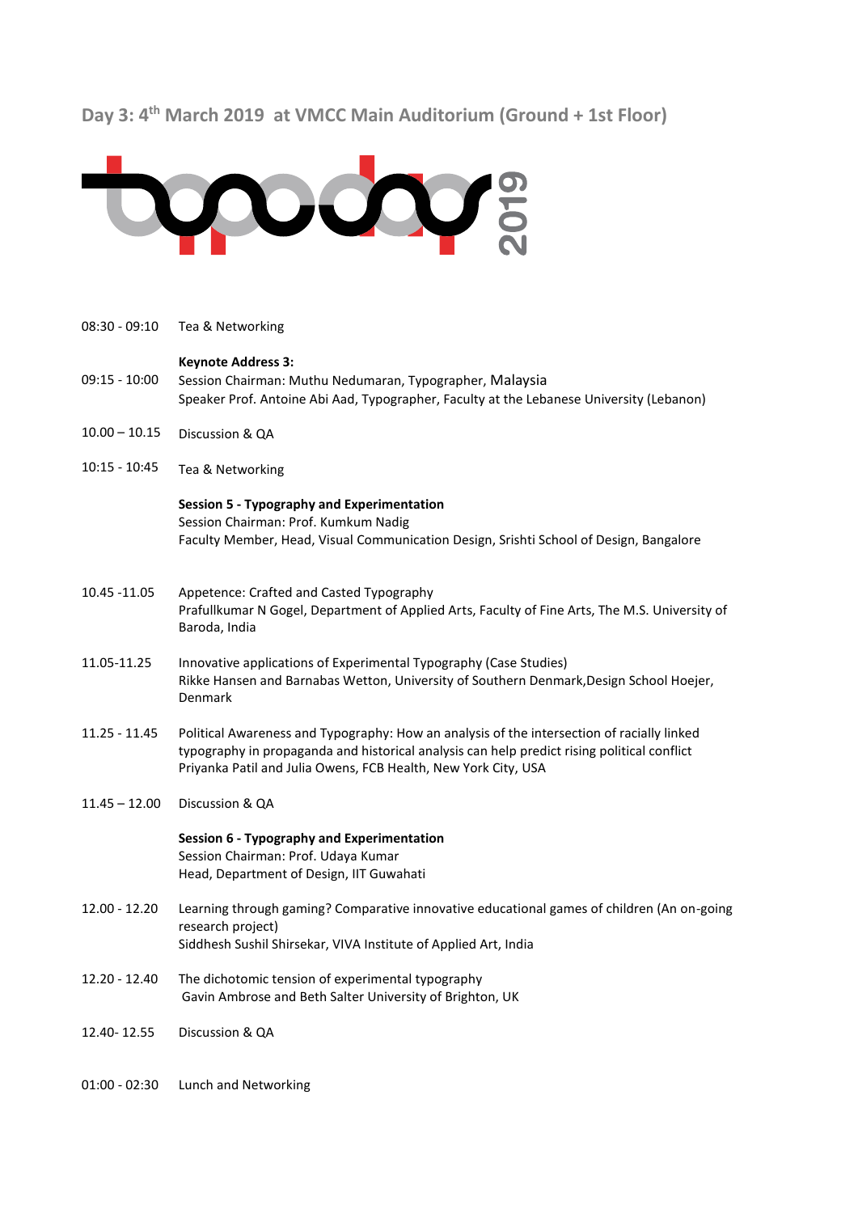## Day 3: 4th March 2019 at VMCC Main Auditorium (Ground + 1st Floor)

typoday 2019

| Time | Programme |
|---|---|
| 08:30 - 09:10 | Tea & Networking |
| 09:15 - 10:00 | **Keynote Address 3:**<br>Session Chairman: Muthu Nedumaran, Typographer, Malaysia<br>Speaker Prof. Antoine Abi Aad, Typographer, Faculty at the Lebanese University (Lebanon) |
| 10.00 – 10.15 | Discussion & QA |
| 10:15 - 10:45 | Tea & Networking |
| | **Session 5 - Typography and Experimentation**<br>Session Chairman: Prof. Kumkum Nadig<br>Faculty Member, Head, Visual Communication Design, Srishti School of Design, Bangalore |
| 10.45 -11.05 | Appetence: Crafted and Casted Typography<br>Prafullkumar N Gogel, Department of Applied Arts, Faculty of Fine Arts, The M.S. University of Baroda, India |
| 11.05-11.25 | Innovative applications of Experimental Typography (Case Studies)<br>Rikke Hansen and Barnabas Wetton, University of Southern Denmark,Design School Hoejer, Denmark |
| 11.25 - 11.45 | Political Awareness and Typography: How an analysis of the intersection of racially linked typography in propaganda and historical analysis can help predict rising political conflict<br>Priyanka Patil and Julia Owens, FCB Health, New York City, USA |
| 11.45 – 12.00 | Discussion & QA |
| | **Session 6 - Typography and Experimentation**<br>Session Chairman: Prof. Udaya Kumar<br>Head, Department of Design, IIT Guwahati |
| 12.00 - 12.20 | Learning through gaming? Comparative innovative educational games of children (An on-going research project)<br>Siddhesh Sushil Shirsekar, VIVA Institute of Applied Art, India |
| 12.20 - 12.40 | The dichotomic tension of experimental typography<br>Gavin Ambrose and Beth Salter University of Brighton, UK |
| 12.40- 12.55 | Discussion & QA |
| 01:00 - 02:30 | Lunch and Networking |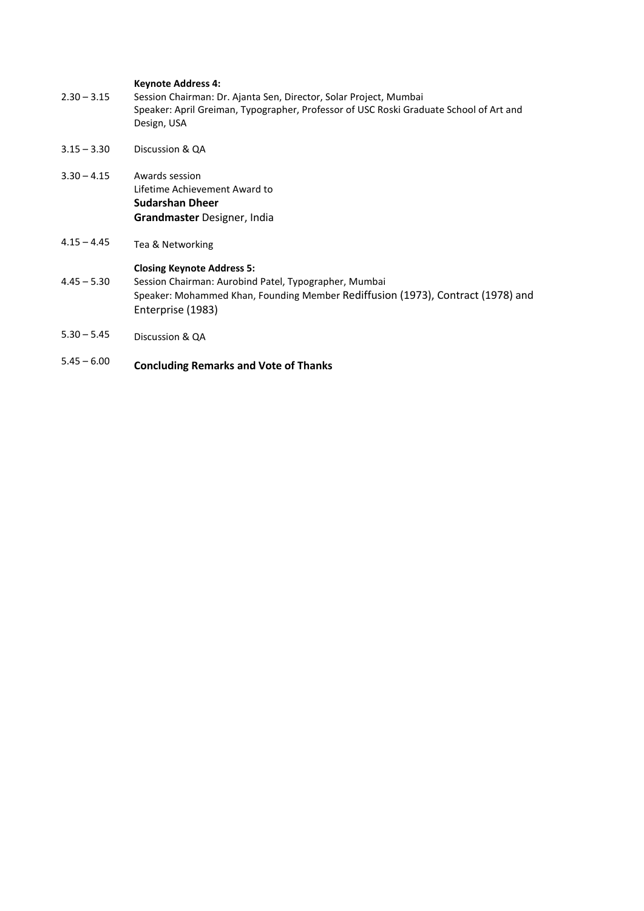| | |
|---|---|
| 2.30 – 3.15 | **Keynote Address 4:**<br>Session Chairman: Dr. Ajanta Sen, Director, Solar Project, Mumbai<br>Speaker: April Greiman, Typographer, Professor of USC Roski Graduate School of Art and Design, USA |
| 3.15 – 3.30 | Discussion & QA |
| 3.30 – 4.15 | Awards session<br>Lifetime Achievement Award to<br>**Sudarshan Dheer**<br>**Grandmaster** Designer, India |
| 4.15 – 4.45 | Tea & Networking |
| 4.45 – 5.30 | **Closing Keynote Address 5:**<br>Session Chairman: Aurobind Patel, Typographer, Mumbai<br>Speaker: Mohammed Khan, Founding Member Rediffusion (1973), Contract (1978) and Enterprise (1983) |
| 5.30 – 5.45 | Discussion & QA |
| 5.45 – 6.00 | **Concluding Remarks and Vote of Thanks** |